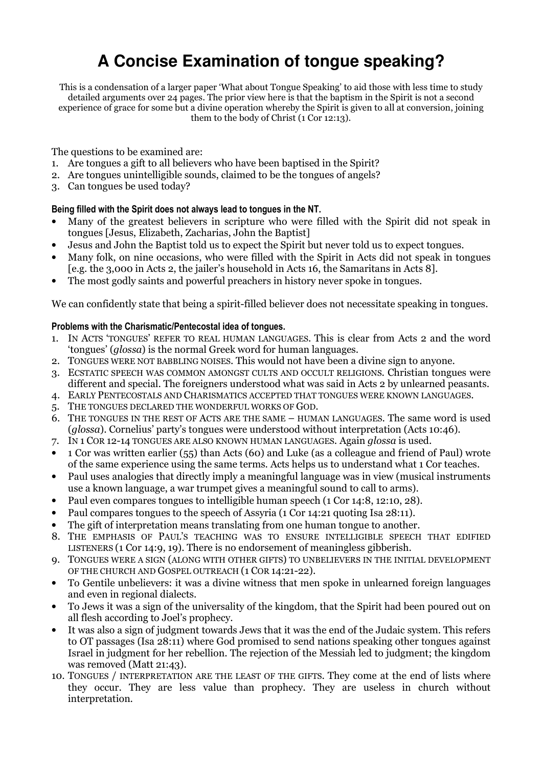# A Concise Examination of tongue speaking?

This is a condensation of a larger paper 'What about Tongue Speaking' to aid those with less time to study detailed arguments over 24 pages. The prior view here is that the baptism in the Spirit is not a second experience of grace for some but a divine operation whereby the Spirit is given to all at conversion, joining them to the body of Christ (1 Cor 12:13).

The questions to be examined are:

1. Are tongues a gift to all believers who have been baptised in the Spirit?
2. Are tongues unintelligible sounds, claimed to be the tongues of angels?
3. Can tongues be used today?

#### Being filled with the Spirit does not always lead to tongues in the NT.

- Many of the greatest believers in scripture who were filled with the Spirit did not speak in tongues [Jesus, Elizabeth, Zacharias, John the Baptist]
- Jesus and John the Baptist told us to expect the Spirit but never told us to expect tongues.
- Many folk, on nine occasions, who were filled with the Spirit in Acts did not speak in tongues [e.g. the 3,000 in Acts 2, the jailer's household in Acts 16, the Samaritans in Acts 8].
- The most godly saints and powerful preachers in history never spoke in tongues.

We can confidently state that being a spirit-filled believer does not necessitate speaking in tongues.

#### Problems with the Charismatic/Pentecostal idea of tongues.

1. IN ACTS 'TONGUES' REFER TO REAL HUMAN LANGUAGES. This is clear from Acts 2 and the word 'tongues' (*glossa*) is the normal Greek word for human languages.
2. TONGUES WERE NOT BABBLING NOISES. This would not have been a divine sign to anyone.
3. ECSTATIC SPEECH WAS COMMON AMONGST CULTS AND OCCULT RELIGIONS. Christian tongues were different and special. The foreigners understood what was said in Acts 2 by unlearned peasants.
4. EARLY PENTECOSTALS AND CHARISMATICS ACCEPTED THAT TONGUES WERE KNOWN LANGUAGES.
5. THE TONGUES DECLARED THE WONDERFUL WORKS OF GOD.
6. THE TONGUES IN THE REST OF ACTS ARE THE SAME – HUMAN LANGUAGES. The same word is used (*glossa*). Cornelius' party's tongues were understood without interpretation (Acts 10:46).
7. IN 1 COR 12-14 TONGUES ARE ALSO KNOWN HUMAN LANGUAGES. Again *glossa* is used.
   - 1 Cor was written earlier (55) than Acts (60) and Luke (as a colleague and friend of Paul) wrote of the same experience using the same terms. Acts helps us to understand what 1 Cor teaches.
   - Paul uses analogies that directly imply a meaningful language was in view (musical instruments use a known language, a war trumpet gives a meaningful sound to call to arms).
   - Paul even compares tongues to intelligible human speech (1 Cor 14:8, 12:10, 28).
   - Paul compares tongues to the speech of Assyria (1 Cor 14:21 quoting Isa 28:11).
   - The gift of interpretation means translating from one human tongue to another.
8. THE EMPHASIS OF PAUL'S TEACHING WAS TO ENSURE INTELLIGIBLE SPEECH THAT EDIFIED LISTENERS (1 Cor 14:9, 19). There is no endorsement of meaningless gibberish.
9. TONGUES WERE A SIGN (ALONG WITH OTHER GIFTS) TO UNBELIEVERS IN THE INITIAL DEVELOPMENT OF THE CHURCH AND GOSPEL OUTREACH (1 COR 14:21-22).
   - To Gentile unbelievers: it was a divine witness that men spoke in unlearned foreign languages and even in regional dialects.
   - To Jews it was a sign of the universality of the kingdom, that the Spirit had been poured out on all flesh according to Joel's prophecy.
   - It was also a sign of judgment towards Jews that it was the end of the Judaic system. This refers to OT passages (Isa 28:11) where God promised to send nations speaking other tongues against Israel in judgment for her rebellion. The rejection of the Messiah led to judgment; the kingdom was removed (Matt 21:43).
10. TONGUES / INTERPRETATION ARE THE LEAST OF THE GIFTS. They come at the end of lists where they occur. They are less value than prophecy. They are useless in church without interpretation.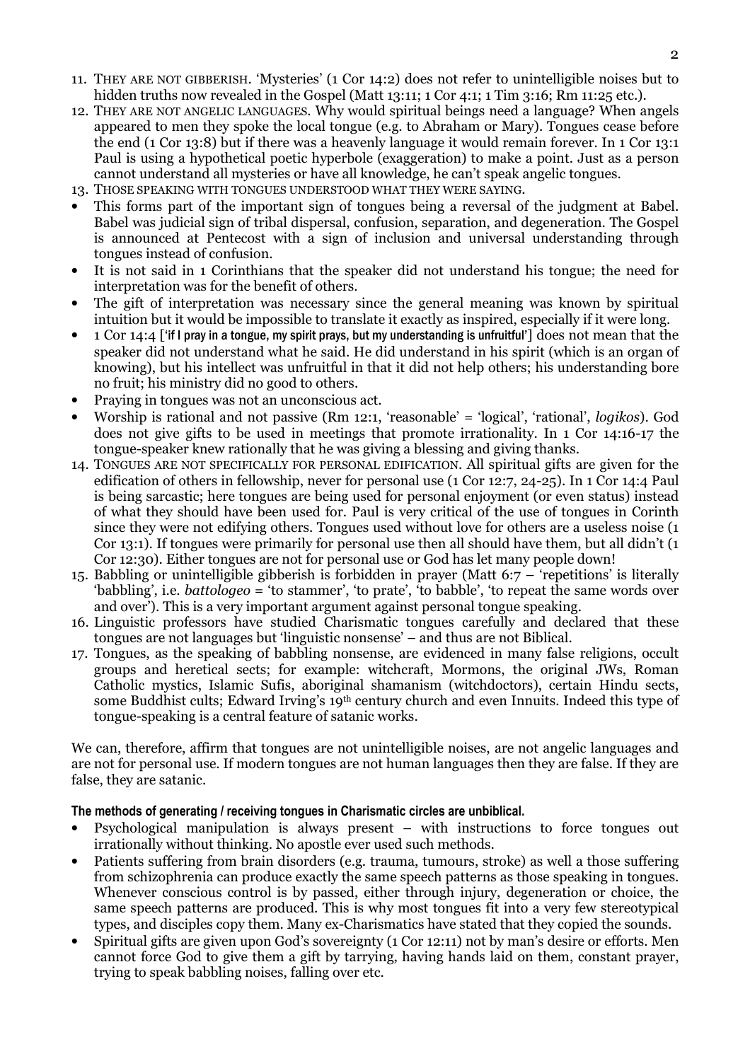11. THEY ARE NOT GIBBERISH. 'Mysteries' (1 Cor 14:2) does not refer to unintelligible noises but to hidden truths now revealed in the Gospel (Matt 13:11; 1 Cor 4:1; 1 Tim 3:16; Rm 11:25 etc.).
12. THEY ARE NOT ANGELIC LANGUAGES. Why would spiritual beings need a language? When angels appeared to men they spoke the local tongue (e.g. to Abraham or Mary). Tongues cease before the end (1 Cor 13:8) but if there was a heavenly language it would remain forever. In 1 Cor 13:1 Paul is using a hypothetical poetic hyperbole (exaggeration) to make a point. Just as a person cannot understand all mysteries or have all knowledge, he can't speak angelic tongues.
13. THOSE SPEAKING WITH TONGUES UNDERSTOOD WHAT THEY WERE SAYING.

- This forms part of the important sign of tongues being a reversal of the judgment at Babel. Babel was judicial sign of tribal dispersal, confusion, separation, and degeneration. The Gospel is announced at Pentecost with a sign of inclusion and universal understanding through tongues instead of confusion.
- It is not said in 1 Corinthians that the speaker did not understand his tongue; the need for interpretation was for the benefit of others.
- The gift of interpretation was necessary since the general meaning was known by spiritual intuition but it would be impossible to translate it exactly as inspired, especially if it were long.
- 1 Cor 14:4 ['if I pray in a tongue, my spirit prays, but my understanding is unfruitful'] does not mean that the speaker did not understand what he said. He did understand in his spirit (which is an organ of knowing), but his intellect was unfruitful in that it did not help others; his understanding bore no fruit; his ministry did no good to others.
- Praying in tongues was not an unconscious act.
- Worship is rational and not passive (Rm 12:1, 'reasonable' = 'logical', 'rational', *logikos*). God does not give gifts to be used in meetings that promote irrationality. In 1 Cor 14:16-17 the tongue-speaker knew rationally that he was giving a blessing and giving thanks.

14. TONGUES ARE NOT SPECIFICALLY FOR PERSONAL EDIFICATION. All spiritual gifts are given for the edification of others in fellowship, never for personal use (1 Cor 12:7, 24-25). In 1 Cor 14:4 Paul is being sarcastic; here tongues are being used for personal enjoyment (or even status) instead of what they should have been used for. Paul is very critical of the use of tongues in Corinth since they were not edifying others. Tongues used without love for others are a useless noise (1 Cor 13:1). If tongues were primarily for personal use then all should have them, but all didn't (1 Cor 12:30). Either tongues are not for personal use or God has let many people down!
15. Babbling or unintelligible gibberish is forbidden in prayer (Matt 6:7 – 'repetitions' is literally 'babbling', i.e. *battologeo* = 'to stammer', 'to prate', 'to babble', 'to repeat the same words over and over'). This is a very important argument against personal tongue speaking.
16. Linguistic professors have studied Charismatic tongues carefully and declared that these tongues are not languages but 'linguistic nonsense' – and thus are not Biblical.
17. Tongues, as the speaking of babbling nonsense, are evidenced in many false religions, occult groups and heretical sects; for example: witchcraft, Mormons, the original JWs, Roman Catholic mystics, Islamic Sufis, aboriginal shamanism (witchdoctors), certain Hindu sects, some Buddhist cults; Edward Irving's 19th century church and even Innuits. Indeed this type of tongue-speaking is a central feature of satanic works.

We can, therefore, affirm that tongues are not unintelligible noises, are not angelic languages and are not for personal use. If modern tongues are not human languages then they are false. If they are false, they are satanic.

**The methods of generating / receiving tongues in Charismatic circles are unbiblical.**

- Psychological manipulation is always present – with instructions to force tongues out irrationally without thinking. No apostle ever used such methods.
- Patients suffering from brain disorders (e.g. trauma, tumours, stroke) as well a those suffering from schizophrenia can produce exactly the same speech patterns as those speaking in tongues. Whenever conscious control is by passed, either through injury, degeneration or choice, the same speech patterns are produced. This is why most tongues fit into a very few stereotypical types, and disciples copy them. Many ex-Charismatics have stated that they copied the sounds.
- Spiritual gifts are given upon God's sovereignty (1 Cor 12:11) not by man's desire or efforts. Men cannot force God to give them a gift by tarrying, having hands laid on them, constant prayer, trying to speak babbling noises, falling over etc.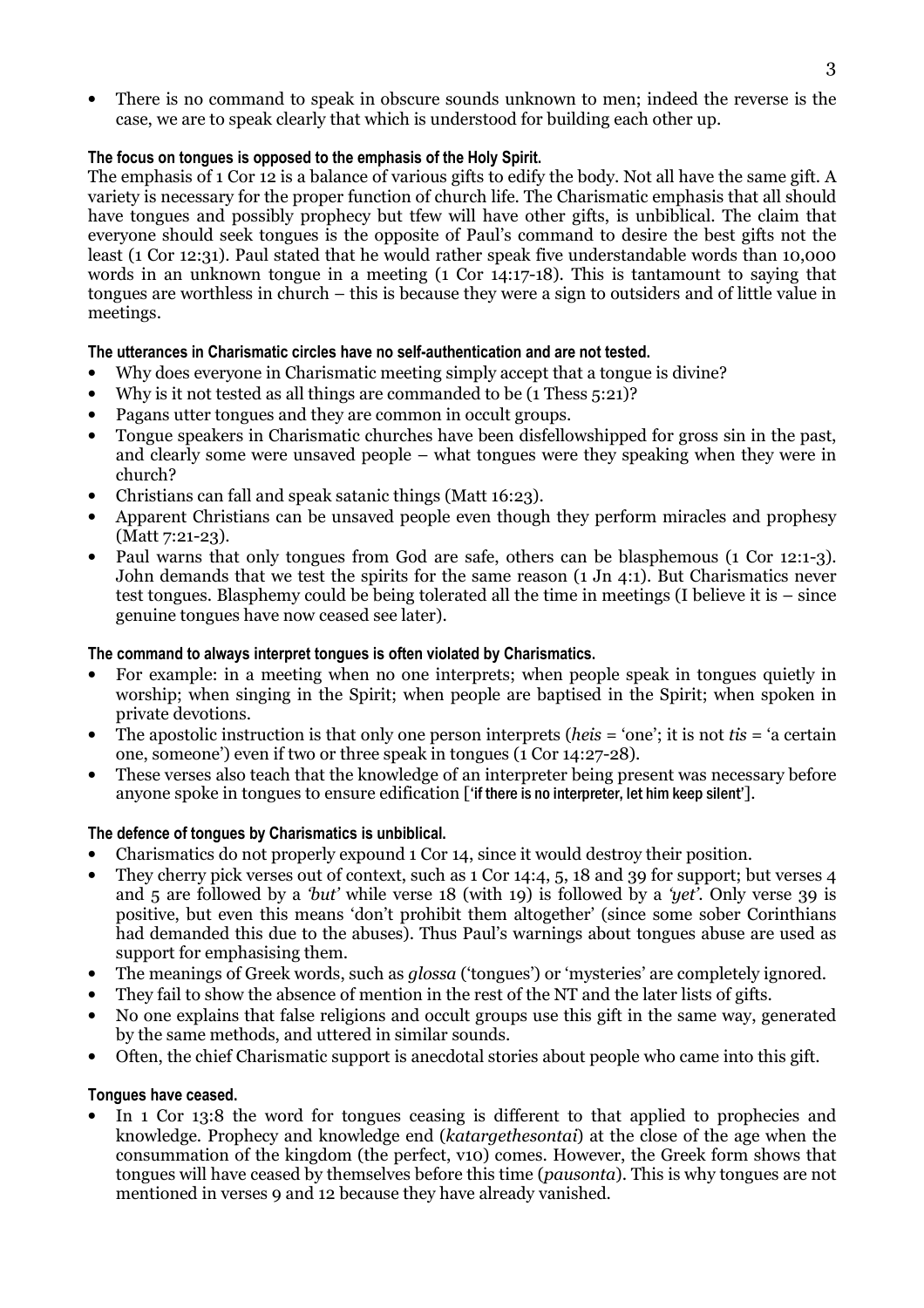- There is no command to speak in obscure sounds unknown to men; indeed the reverse is the case, we are to speak clearly that which is understood for building each other up.

### The focus on tongues is opposed to the emphasis of the Holy Spirit.

The emphasis of 1 Cor 12 is a balance of various gifts to edify the body. Not all have the same gift. A variety is necessary for the proper function of church life. The Charismatic emphasis that all should have tongues and possibly prophecy but tfew will have other gifts, is unbiblical. The claim that everyone should seek tongues is the opposite of Paul's command to desire the best gifts not the least (1 Cor 12:31). Paul stated that he would rather speak five understandable words than 10,000 words in an unknown tongue in a meeting (1 Cor 14:17-18). This is tantamount to saying that tongues are worthless in church – this is because they were a sign to outsiders and of little value in meetings.

### The utterances in Charismatic circles have no self-authentication and are not tested.

- Why does everyone in Charismatic meeting simply accept that a tongue is divine?
- Why is it not tested as all things are commanded to be (1 Thess 5:21)?
- Pagans utter tongues and they are common in occult groups.
- Tongue speakers in Charismatic churches have been disfellowshipped for gross sin in the past, and clearly some were unsaved people – what tongues were they speaking when they were in church?
- Christians can fall and speak satanic things (Matt 16:23).
- Apparent Christians can be unsaved people even though they perform miracles and prophesy (Matt 7:21-23).
- Paul warns that only tongues from God are safe, others can be blasphemous (1 Cor 12:1-3). John demands that we test the spirits for the same reason (1 Jn 4:1). But Charismatics never test tongues. Blasphemy could be being tolerated all the time in meetings (I believe it is – since genuine tongues have now ceased see later).

### The command to always interpret tongues is often violated by Charismatics.

- For example: in a meeting when no one interprets; when people speak in tongues quietly in worship; when singing in the Spirit; when people are baptised in the Spirit; when spoken in private devotions.
- The apostolic instruction is that only one person interprets (*heis* = 'one'; it is not *tis* = 'a certain one, someone') even if two or three speak in tongues (1 Cor 14:27-28).
- These verses also teach that the knowledge of an interpreter being present was necessary before anyone spoke in tongues to ensure edification [**'if there is no interpreter, let him keep silent'**].

### The defence of tongues by Charismatics is unbiblical.

- Charismatics do not properly expound 1 Cor 14, since it would destroy their position.
- They cherry pick verses out of context, such as 1 Cor 14:4, 5, 18 and 39 for support; but verses 4 and 5 are followed by a *'but'* while verse 18 (with 19) is followed by a *'yet'*. Only verse 39 is positive, but even this means 'don't prohibit them altogether' (since some sober Corinthians had demanded this due to the abuses). Thus Paul's warnings about tongues abuse are used as support for emphasising them.
- The meanings of Greek words, such as *glossa* ('tongues') or 'mysteries' are completely ignored.
- They fail to show the absence of mention in the rest of the NT and the later lists of gifts.
- No one explains that false religions and occult groups use this gift in the same way, generated by the same methods, and uttered in similar sounds.
- Often, the chief Charismatic support is anecdotal stories about people who came into this gift.

### Tongues have ceased.

- In 1 Cor 13:8 the word for tongues ceasing is different to that applied to prophecies and knowledge. Prophecy and knowledge end (*katargethesontai*) at the close of the age when the consummation of the kingdom (the perfect, v10) comes. However, the Greek form shows that tongues will have ceased by themselves before this time (*pausonta*). This is why tongues are not mentioned in verses 9 and 12 because they have already vanished.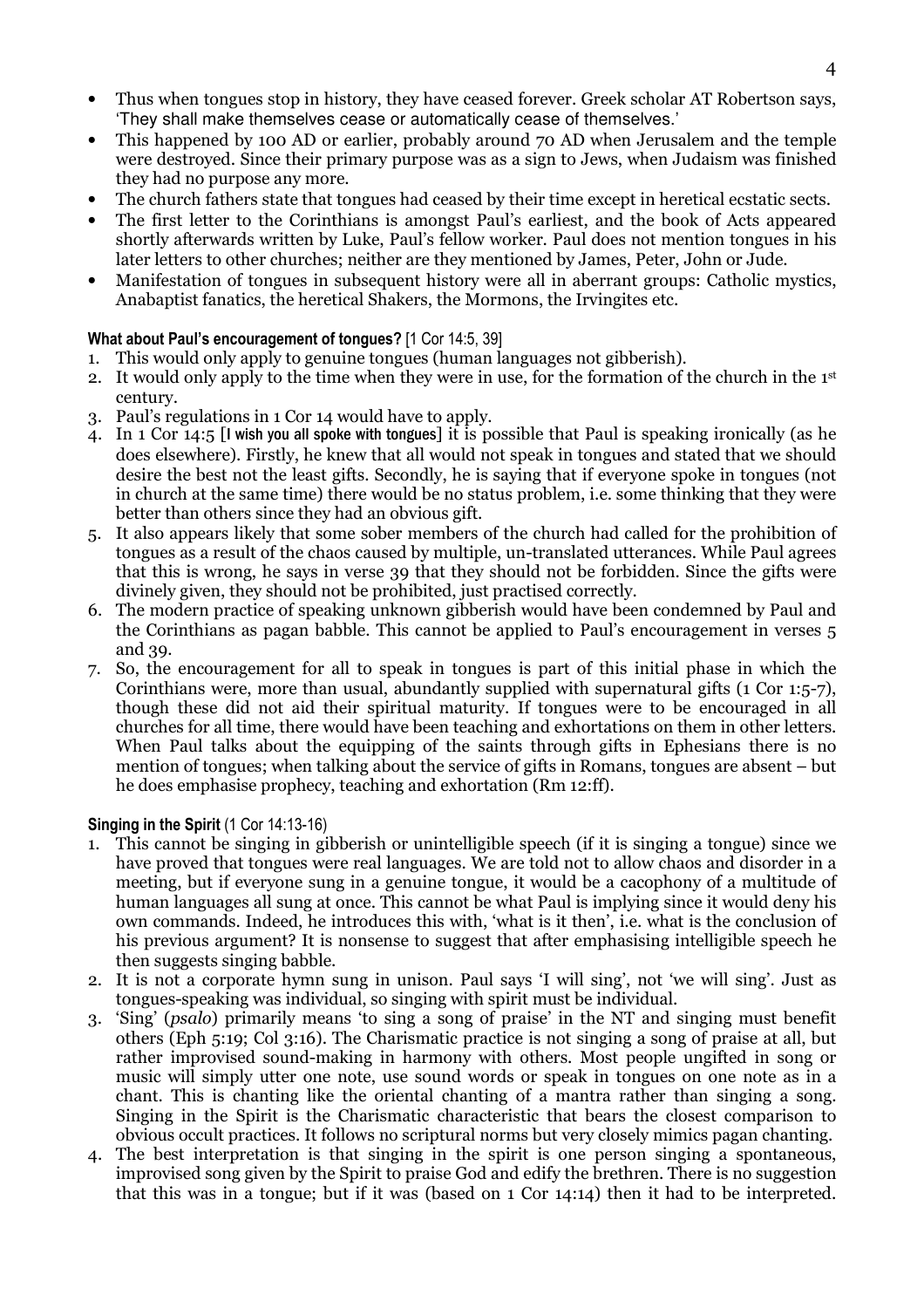- Thus when tongues stop in history, they have ceased forever. Greek scholar AT Robertson says, 'They shall make themselves cease or automatically cease of themselves.'
- This happened by 100 AD or earlier, probably around 70 AD when Jerusalem and the temple were destroyed. Since their primary purpose was as a sign to Jews, when Judaism was finished they had no purpose any more.
- The church fathers state that tongues had ceased by their time except in heretical ecstatic sects.
- The first letter to the Corinthians is amongst Paul's earliest, and the book of Acts appeared shortly afterwards written by Luke, Paul's fellow worker. Paul does not mention tongues in his later letters to other churches; neither are they mentioned by James, Peter, John or Jude.
- Manifestation of tongues in subsequent history were all in aberrant groups: Catholic mystics, Anabaptist fanatics, the heretical Shakers, the Mormons, the Irvingites etc.

**What about Paul's encouragement of tongues?** [1 Cor 14:5, 39]

1. This would only apply to genuine tongues (human languages not gibberish).
2. It would only apply to the time when they were in use, for the formation of the church in the 1st century.
3. Paul's regulations in 1 Cor 14 would have to apply.
4. In 1 Cor 14:5 [**I wish you all spoke with tongues**] it is possible that Paul is speaking ironically (as he does elsewhere). Firstly, he knew that all would not speak in tongues and stated that we should desire the best not the least gifts. Secondly, he is saying that if everyone spoke in tongues (not in church at the same time) there would be no status problem, i.e. some thinking that they were better than others since they had an obvious gift.
5. It also appears likely that some sober members of the church had called for the prohibition of tongues as a result of the chaos caused by multiple, un-translated utterances. While Paul agrees that this is wrong, he says in verse 39 that they should not be forbidden. Since the gifts were divinely given, they should not be prohibited, just practised correctly.
6. The modern practice of speaking unknown gibberish would have been condemned by Paul and the Corinthians as pagan babble. This cannot be applied to Paul's encouragement in verses 5 and 39.
7. So, the encouragement for all to speak in tongues is part of this initial phase in which the Corinthians were, more than usual, abundantly supplied with supernatural gifts (1 Cor 1:5-7), though these did not aid their spiritual maturity. If tongues were to be encouraged in all churches for all time, there would have been teaching and exhortations on them in other letters. When Paul talks about the equipping of the saints through gifts in Ephesians there is no mention of tongues; when talking about the service of gifts in Romans, tongues are absent – but he does emphasise prophecy, teaching and exhortation (Rm 12:ff).

**Singing in the Spirit** (1 Cor 14:13-16)

1. This cannot be singing in gibberish or unintelligible speech (if it is singing a tongue) since we have proved that tongues were real languages. We are told not to allow chaos and disorder in a meeting, but if everyone sung in a genuine tongue, it would be a cacophony of a multitude of human languages all sung at once. This cannot be what Paul is implying since it would deny his own commands. Indeed, he introduces this with, 'what is it then', i.e. what is the conclusion of his previous argument? It is nonsense to suggest that after emphasising intelligible speech he then suggests singing babble.
2. It is not a corporate hymn sung in unison. Paul says 'I will sing', not 'we will sing'. Just as tongues-speaking was individual, so singing with spirit must be individual.
3. 'Sing' (*psalo*) primarily means 'to sing a song of praise' in the NT and singing must benefit others (Eph 5:19; Col 3:16). The Charismatic practice is not singing a song of praise at all, but rather improvised sound-making in harmony with others. Most people ungifted in song or music will simply utter one note, use sound words or speak in tongues on one note as in a chant. This is chanting like the oriental chanting of a mantra rather than singing a song. Singing in the Spirit is the Charismatic characteristic that bears the closest comparison to obvious occult practices. It follows no scriptural norms but very closely mimics pagan chanting.
4. The best interpretation is that singing in the spirit is one person singing a spontaneous, improvised song given by the Spirit to praise God and edify the brethren. There is no suggestion that this was in a tongue; but if it was (based on 1 Cor 14:14) then it had to be interpreted.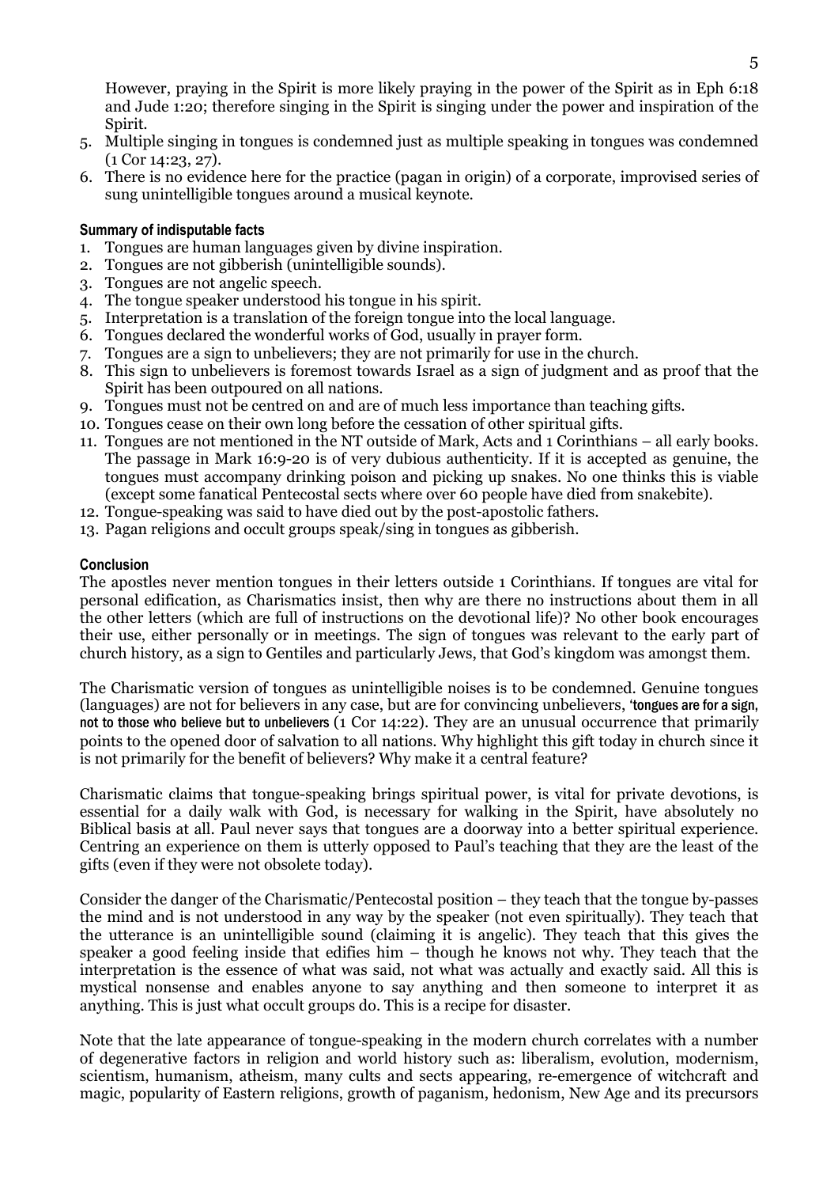However, praying in the Spirit is more likely praying in the power of the Spirit as in Eph 6:18 and Jude 1:20; therefore singing in the Spirit is singing under the power and inspiration of the Spirit.

5. Multiple singing in tongues is condemned just as multiple speaking in tongues was condemned (1 Cor 14:23, 27).
6. There is no evidence here for the practice (pagan in origin) of a corporate, improvised series of sung unintelligible tongues around a musical keynote.

#### Summary of indisputable facts

1. Tongues are human languages given by divine inspiration.
2. Tongues are not gibberish (unintelligible sounds).
3. Tongues are not angelic speech.
4. The tongue speaker understood his tongue in his spirit.
5. Interpretation is a translation of the foreign tongue into the local language.
6. Tongues declared the wonderful works of God, usually in prayer form.
7. Tongues are a sign to unbelievers; they are not primarily for use in the church.
8. This sign to unbelievers is foremost towards Israel as a sign of judgment and as proof that the Spirit has been outpoured on all nations.
9. Tongues must not be centred on and are of much less importance than teaching gifts.
10. Tongues cease on their own long before the cessation of other spiritual gifts.
11. Tongues are not mentioned in the NT outside of Mark, Acts and 1 Corinthians – all early books. The passage in Mark 16:9-20 is of very dubious authenticity. If it is accepted as genuine, the tongues must accompany drinking poison and picking up snakes. No one thinks this is viable (except some fanatical Pentecostal sects where over 60 people have died from snakebite).
12. Tongue-speaking was said to have died out by the post-apostolic fathers.
13. Pagan religions and occult groups speak/sing in tongues as gibberish.

#### Conclusion

The apostles never mention tongues in their letters outside 1 Corinthians. If tongues are vital for personal edification, as Charismatics insist, then why are there no instructions about them in all the other letters (which are full of instructions on the devotional life)? No other book encourages their use, either personally or in meetings. The sign of tongues was relevant to the early part of church history, as a sign to Gentiles and particularly Jews, that God's kingdom was amongst them.

The Charismatic version of tongues as unintelligible noises is to be condemned. Genuine tongues (languages) are not for believers in any case, but are for convincing unbelievers, 'tongues are for a sign, not to those who believe but to unbelievers (1 Cor 14:22). They are an unusual occurrence that primarily points to the opened door of salvation to all nations. Why highlight this gift today in church since it is not primarily for the benefit of believers? Why make it a central feature?

Charismatic claims that tongue-speaking brings spiritual power, is vital for private devotions, is essential for a daily walk with God, is necessary for walking in the Spirit, have absolutely no Biblical basis at all. Paul never says that tongues are a doorway into a better spiritual experience. Centring an experience on them is utterly opposed to Paul's teaching that they are the least of the gifts (even if they were not obsolete today).

Consider the danger of the Charismatic/Pentecostal position – they teach that the tongue by-passes the mind and is not understood in any way by the speaker (not even spiritually). They teach that the utterance is an unintelligible sound (claiming it is angelic). They teach that this gives the speaker a good feeling inside that edifies him – though he knows not why. They teach that the interpretation is the essence of what was said, not what was actually and exactly said. All this is mystical nonsense and enables anyone to say anything and then someone to interpret it as anything. This is just what occult groups do. This is a recipe for disaster.

Note that the late appearance of tongue-speaking in the modern church correlates with a number of degenerative factors in religion and world history such as: liberalism, evolution, modernism, scientism, humanism, atheism, many cults and sects appearing, re-emergence of witchcraft and magic, popularity of Eastern religions, growth of paganism, hedonism, New Age and its precursors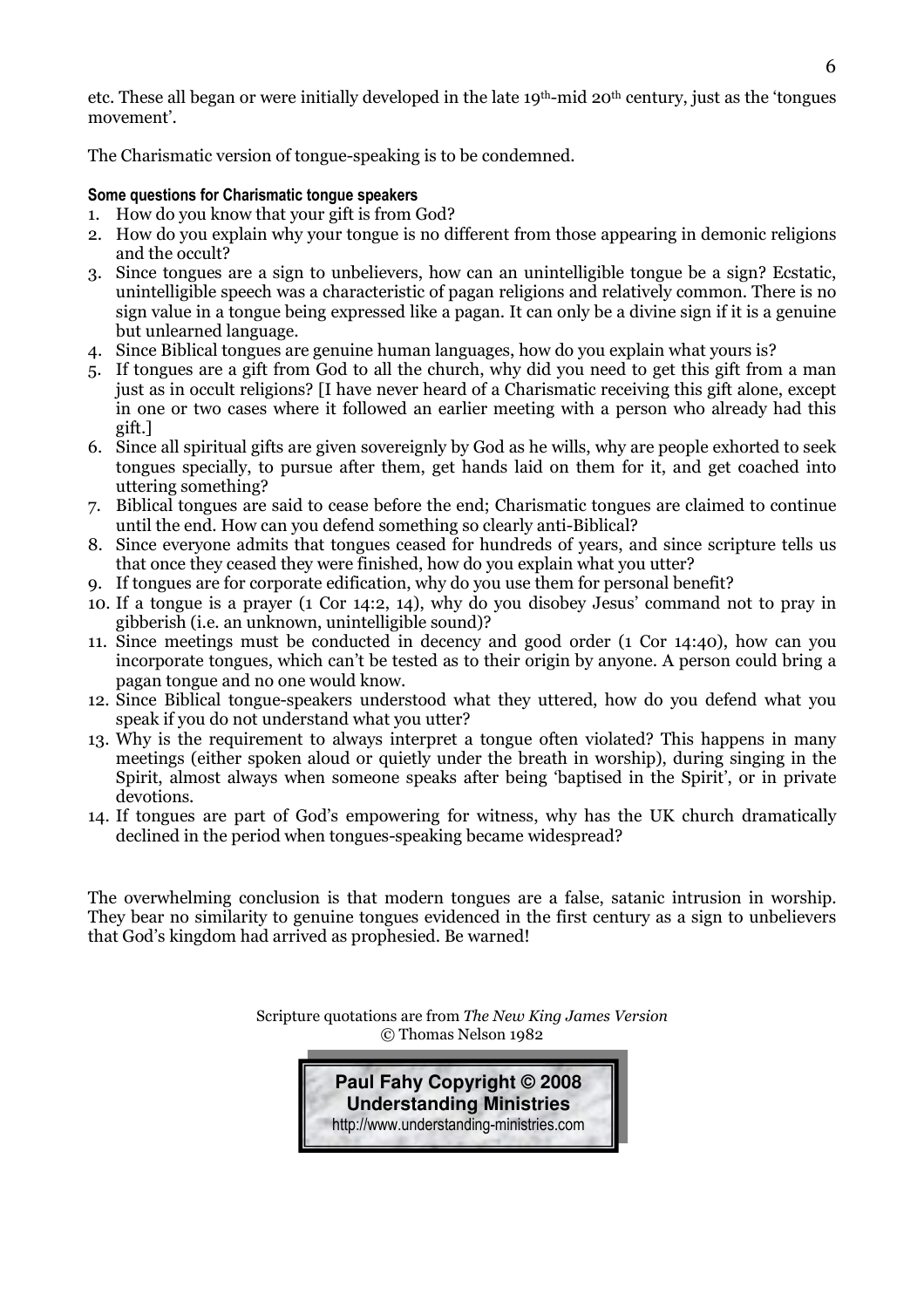etc. These all began or were initially developed in the late 19th-mid 20th century, just as the 'tongues movement'.

The Charismatic version of tongue-speaking is to be condemned.

#### Some questions for Charismatic tongue speakers

1. How do you know that your gift is from God?
2. How do you explain why your tongue is no different from those appearing in demonic religions and the occult?
3. Since tongues are a sign to unbelievers, how can an unintelligible tongue be a sign? Ecstatic, unintelligible speech was a characteristic of pagan religions and relatively common. There is no sign value in a tongue being expressed like a pagan. It can only be a divine sign if it is a genuine but unlearned language.
4. Since Biblical tongues are genuine human languages, how do you explain what yours is?
5. If tongues are a gift from God to all the church, why did you need to get this gift from a man just as in occult religions? [I have never heard of a Charismatic receiving this gift alone, except in one or two cases where it followed an earlier meeting with a person who already had this gift.]
6. Since all spiritual gifts are given sovereignly by God as he wills, why are people exhorted to seek tongues specially, to pursue after them, get hands laid on them for it, and get coached into uttering something?
7. Biblical tongues are said to cease before the end; Charismatic tongues are claimed to continue until the end. How can you defend something so clearly anti-Biblical?
8. Since everyone admits that tongues ceased for hundreds of years, and since scripture tells us that once they ceased they were finished, how do you explain what you utter?
9. If tongues are for corporate edification, why do you use them for personal benefit?
10. If a tongue is a prayer (1 Cor 14:2, 14), why do you disobey Jesus' command not to pray in gibberish (i.e. an unknown, unintelligible sound)?
11. Since meetings must be conducted in decency and good order (1 Cor 14:40), how can you incorporate tongues, which can't be tested as to their origin by anyone. A person could bring a pagan tongue and no one would know.
12. Since Biblical tongue-speakers understood what they uttered, how do you defend what you speak if you do not understand what you utter?
13. Why is the requirement to always interpret a tongue often violated? This happens in many meetings (either spoken aloud or quietly under the breath in worship), during singing in the Spirit, almost always when someone speaks after being 'baptised in the Spirit', or in private devotions.
14. If tongues are part of God's empowering for witness, why has the UK church dramatically declined in the period when tongues-speaking became widespread?

The overwhelming conclusion is that modern tongues are a false, satanic intrusion in worship. They bear no similarity to genuine tongues evidenced in the first century as a sign to unbelievers that God's kingdom had arrived as prophesied. Be warned!

Scripture quotations are from *The New King James Version*
© Thomas Nelson 1982

**Paul Fahy Copyright © 2008**
**Understanding Ministries**
http://www.understanding-ministries.com